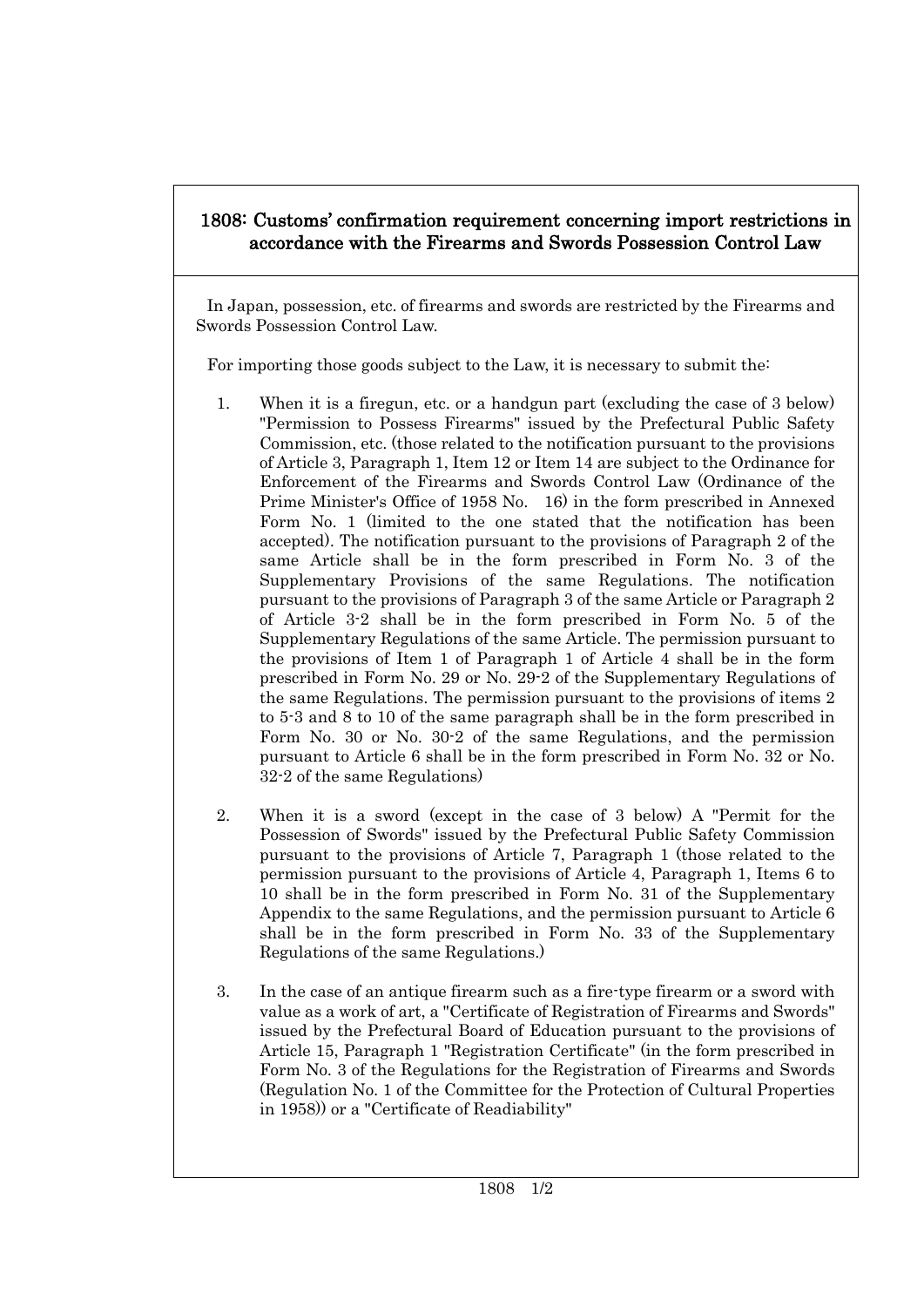# 1808: Customs' confirmation requirement concerning import restrictions in accordance with the Firearms and Swords Possession Control Law

In Japan, possession, etc. of firearms and swords are restricted by the Firearms and Swords Possession Control Law.

For importing those goods subject to the Law, it is necessary to submit the:

1. When it is a firegun, etc. or a handgun part (excluding the case of 3 below) "Permission to Possess Firearms" issued by the Prefectural Public Safety Commission, etc. (those related to the notification pursuant to the provisions of Article 3, Paragraph 1, Item 12 or Item 14 are subject to the Ordinance for Enforcement of the Firearms and Swords Control Law (Ordinance of the Prime Minister's Office of 1958 No. 16) in the form prescribed in Annexed Form No. 1 (limited to the one stated that the notification has been accepted). The notification pursuant to the provisions of Paragraph 2 of the same Article shall be in the form prescribed in Form No. 3 of the Supplementary Provisions of the same Regulations. The notification pursuant to the provisions of Paragraph 3 of the same Article or Paragraph 2 of Article 3-2 shall be in the form prescribed in Form No. 5 of the Supplementary Regulations of the same Article. The permission pursuant to the provisions of Item 1 of Paragraph 1 of Article 4 shall be in the form prescribed in Form No. 29 or No. 29-2 of the Supplementary Regulations of the same Regulations. The permission pursuant to the provisions of items 2 to 5-3 and 8 to 10 of the same paragraph shall be in the form prescribed in Form No. 30 or No. 30-2 of the same Regulations, and the permission pursuant to Article 6 shall be in the form prescribed in Form No. 32 or No. 32-2 of the same Regulations)

2. When it is a sword (except in the case of 3 below) A "Permit for the Possession of Swords" issued by the Prefectural Public Safety Commission pursuant to the provisions of Article 7, Paragraph 1 (those related to the permission pursuant to the provisions of Article 4, Paragraph 1, Items 6 to 10 shall be in the form prescribed in Form No. 31 of the Supplementary Appendix to the same Regulations, and the permission pursuant to Article 6 shall be in the form prescribed in Form No. 33 of the Supplementary Regulations of the same Regulations.)

3. In the case of an antique firearm such as a fire-type firearm or a sword with value as a work of art, a "Certificate of Registration of Firearms and Swords" issued by the Prefectural Board of Education pursuant to the provisions of Article 15, Paragraph 1 "Registration Certificate" (in the form prescribed in Form No. 3 of the Regulations for the Registration of Firearms and Swords (Regulation No. 1 of the Committee for the Protection of Cultural Properties in 1958)) or a "Certificate of Readiability"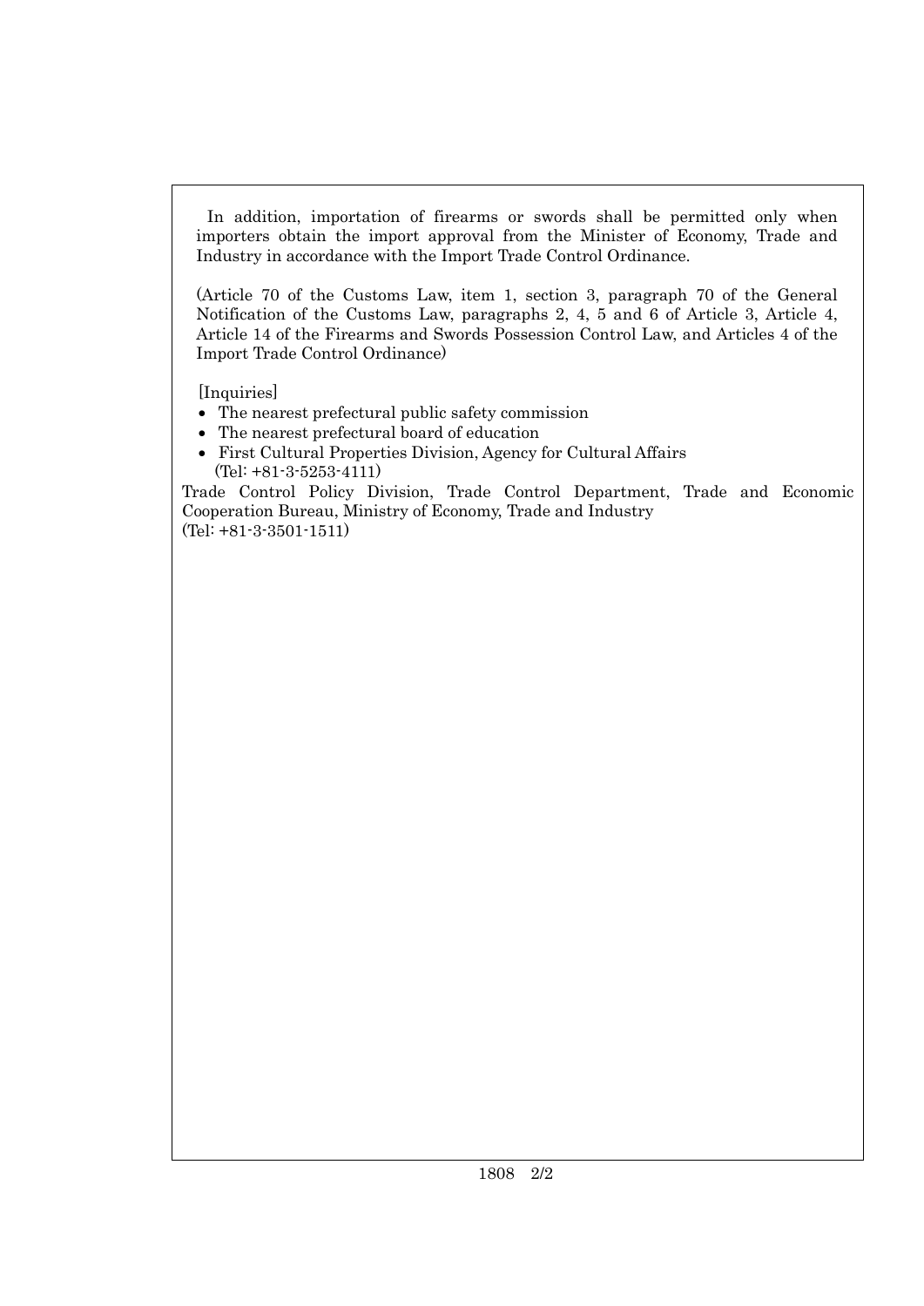In addition, importation of firearms or swords shall be permitted only when importers obtain the import approval from the Minister of Economy, Trade and Industry in accordance with the Import Trade Control Ordinance.

(Article 70 of the Customs Law, item 1, section 3, paragraph 70 of the General Notification of the Customs Law, paragraphs 2, 4, 5 and 6 of Article 3, Article 4, Article 14 of the Firearms and Swords Possession Control Law, and Articles 4 of the Import Trade Control Ordinance)

[Inquiries]

- The nearest prefectural public safety commission
- The nearest prefectural board of education
- First Cultural Properties Division, Agency for Cultural Affairs
  (Tel: +81-3-5253-4111)

Trade Control Policy Division, Trade Control Department, Trade and Economic Cooperation Bureau, Ministry of Economy, Trade and Industry
(Tel: +81-3-3501-1511)